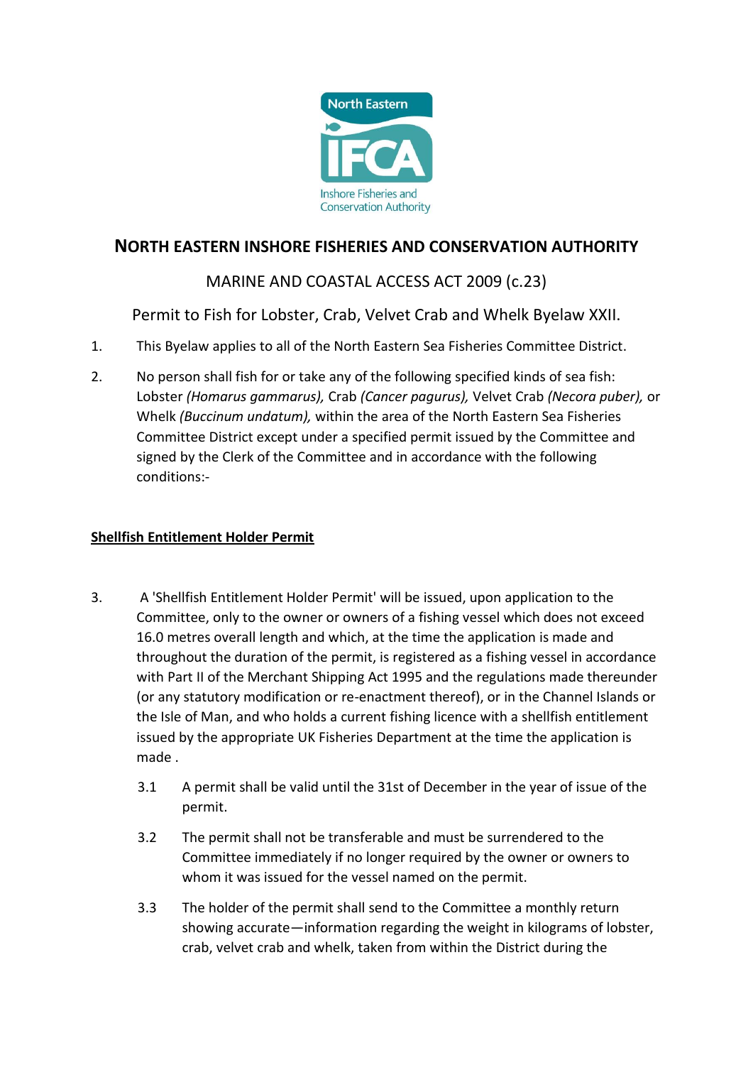# NORTH EASTERN INSHORE FISHERIES AND CONSERVATION AUTHORITY

## MARINE AND COASTAL ACCESS ACT 2009 (c.23)

## Permit to Fish for Lobster, Crab, Velvet Crab and Whelk Byelaw XXII.

1. This Byelaw applies to all of the North Eastern Sea Fisheries Committee District.

2. No person shall fish for or take any of the following specified kinds of sea fish: Lobster *(Homarus gammarus),* Crab *(Cancer pagurus),* Velvet Crab *(Necora puber),* or Whelk *(Buccinum undatum),* within the area of the North Eastern Sea Fisheries Committee District except under a specified permit issued by the Committee and signed by the Clerk of the Committee and in accordance with the following conditions:-

**<u>Shellfish Entitlement Holder Permit</u>**

3. A 'Shellfish Entitlement Holder Permit' will be issued, upon application to the Committee, only to the owner or owners of a fishing vessel which does not exceed 16.0 metres overall length and which, at the time the application is made and throughout the duration of the permit, is registered as a fishing vessel in accordance with Part II of the Merchant Shipping Act 1995 and the regulations made thereunder (or any statutory modification or re-enactment thereof), or in the Channel Islands or the Isle of Man, and who holds a current fishing licence with a shellfish entitlement issued by the appropriate UK Fisheries Department at the time the application is made .

   3.1 A permit shall be valid until the 31st of December in the year of issue of the permit.

   3.2 The permit shall not be transferable and must be surrendered to the Committee immediately if no longer required by the owner or owners to whom it was issued for the vessel named on the permit.

   3.3 The holder of the permit shall send to the Committee a monthly return showing accurate—information regarding the weight in kilograms of lobster, crab, velvet crab and whelk, taken from within the District during the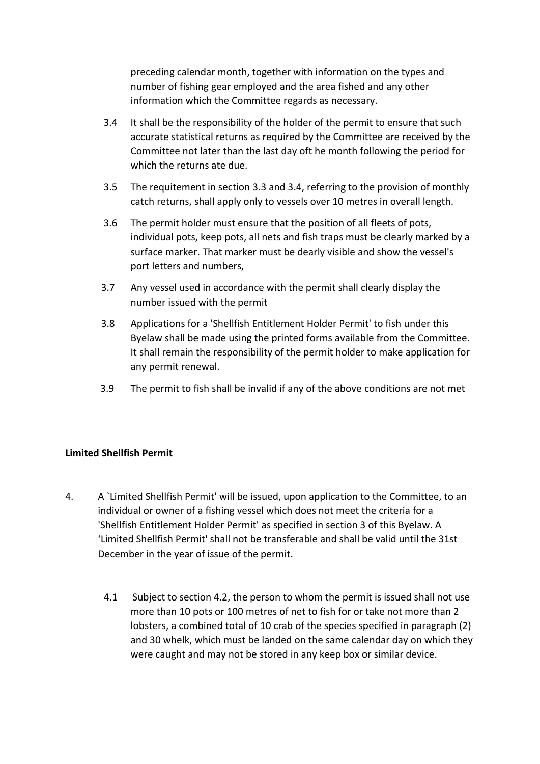preceding calendar month, together with information on the types and number of fishing gear employed and the area fished and any other information which the Committee regards as necessary.

3.4 It shall be the responsibility of the holder of the permit to ensure that such accurate statistical returns as required by the Committee are received by the Committee not later than the last day oft he month following the period for which the returns ate due.

3.5 The requitement in section 3.3 and 3.4, referring to the provision of monthly catch returns, shall apply only to vessels over 10 metres in overall length.

3.6 The permit holder must ensure that the position of all fleets of pots, individual pots, keep pots, all nets and fish traps must be clearly marked by a surface marker. That marker must be dearly visible and show the vessel's port letters and numbers,

3.7 Any vessel used in accordance with the permit shall clearly display the number issued with the permit

3.8 Applications for a 'Shellfish Entitlement Holder Permit' to fish under this Byelaw shall be made using the printed forms available from the Committee. It shall remain the responsibility of the permit holder to make application for any permit renewal.

3.9 The permit to fish shall be invalid if any of the above conditions are not met

**Limited Shellfish Permit**

4. A `Limited Shellfish Permit' will be issued, upon application to the Committee, to an individual or owner of a fishing vessel which does not meet the criteria for a 'Shellfish Entitlement Holder Permit' as specified in section 3 of this Byelaw. A 'Limited Shellfish Permit' shall not be transferable and shall be valid until the 31st December in the year of issue of the permit.

4.1 Subject to section 4.2, the person to whom the permit is issued shall not use more than 10 pots or 100 metres of net to fish for or take not more than 2 lobsters, a combined total of 10 crab of the species specified in paragraph (2) and 30 whelk, which must be landed on the same calendar day on which they were caught and may not be stored in any keep box or similar device.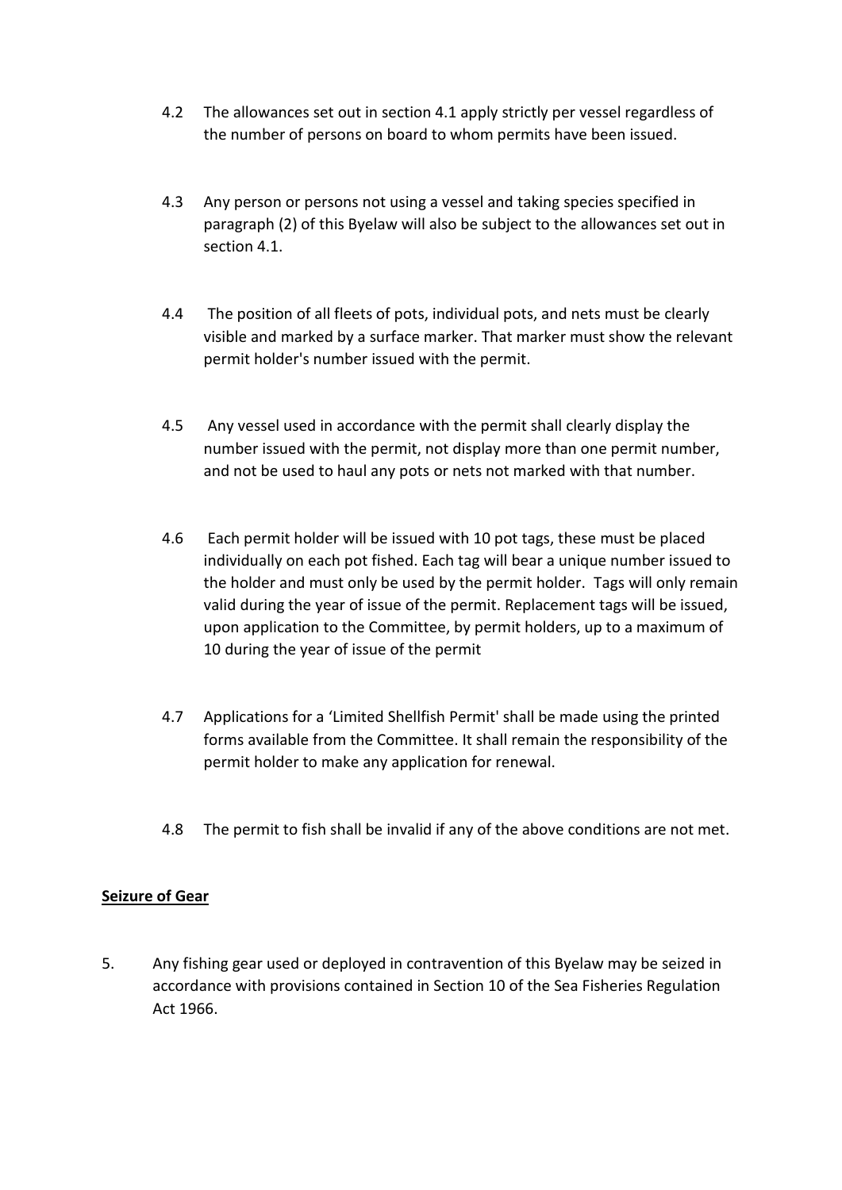4.2 The allowances set out in section 4.1 apply strictly per vessel regardless of the number of persons on board to whom permits have been issued.

4.3 Any person or persons not using a vessel and taking species specified in paragraph (2) of this Byelaw will also be subject to the allowances set out in section 4.1.

4.4 The position of all fleets of pots, individual pots, and nets must be clearly visible and marked by a surface marker. That marker must show the relevant permit holder's number issued with the permit.

4.5 Any vessel used in accordance with the permit shall clearly display the number issued with the permit, not display more than one permit number, and not be used to haul any pots or nets not marked with that number.

4.6 Each permit holder will be issued with 10 pot tags, these must be placed individually on each pot fished. Each tag will bear a unique number issued to the holder and must only be used by the permit holder. Tags will only remain valid during the year of issue of the permit. Replacement tags will be issued, upon application to the Committee, by permit holders, up to a maximum of 10 during the year of issue of the permit

4.7 Applications for a 'Limited Shellfish Permit' shall be made using the printed forms available from the Committee. It shall remain the responsibility of the permit holder to make any application for renewal.

4.8 The permit to fish shall be invalid if any of the above conditions are not met.

**<u>Seizure of Gear</u>**

5. Any fishing gear used or deployed in contravention of this Byelaw may be seized in accordance with provisions contained in Section 10 of the Sea Fisheries Regulation Act 1966.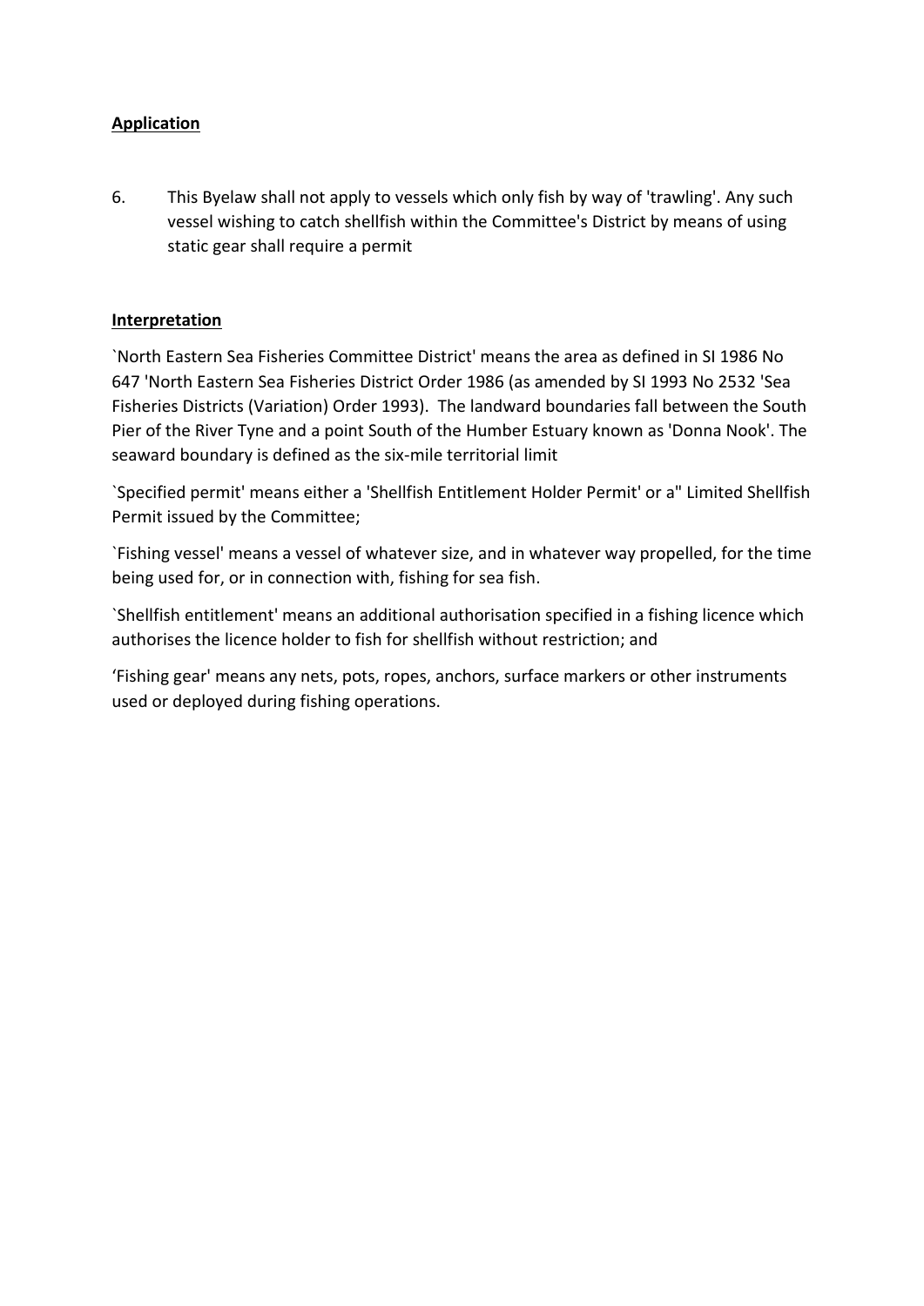**Application**

6. This Byelaw shall not apply to vessels which only fish by way of 'trawling'. Any such vessel wishing to catch shellfish within the Committee's District by means of using static gear shall require a permit

**Interpretation**

`North Eastern Sea Fisheries Committee District' means the area as defined in SI 1986 No 647 'North Eastern Sea Fisheries District Order 1986 (as amended by SI 1993 No 2532 'Sea Fisheries Districts (Variation) Order 1993). The landward boundaries fall between the South Pier of the River Tyne and a point South of the Humber Estuary known as 'Donna Nook'. The seaward boundary is defined as the six-mile territorial limit

`Specified permit' means either a 'Shellfish Entitlement Holder Permit' or a" Limited Shellfish Permit issued by the Committee;

`Fishing vessel' means a vessel of whatever size, and in whatever way propelled, for the time being used for, or in connection with, fishing for sea fish.

`Shellfish entitlement' means an additional authorisation specified in a fishing licence which authorises the licence holder to fish for shellfish without restriction; and

'Fishing gear' means any nets, pots, ropes, anchors, surface markers or other instruments used or deployed during fishing operations.